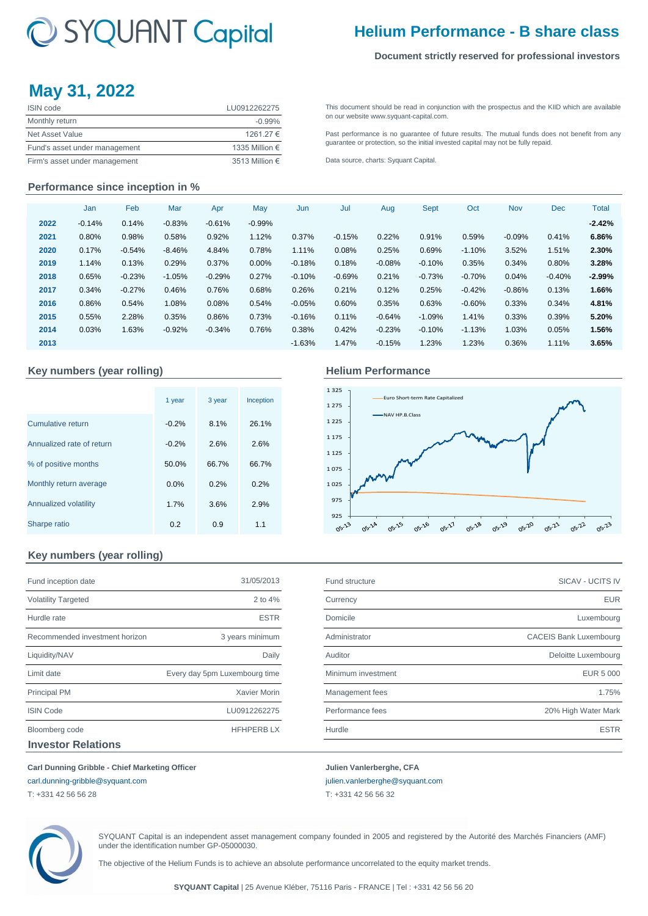# SYQUANT Capital

## Helium Performance - B share class

**Document strictly reserved for professional investors**

## May 31, 2022

| ISIN code | LU0912262275 |
|---|---|
| Monthly return | -0.99% |
| Net Asset Value | 1261.27 € |
| Fund's asset under management | 1335 Million € |
| Firm's asset under management | 3513 Million € |

This document should be read in conjunction with the prospectus and the KIID which are available on our website www.syquant-capital.com.

Past performance is no guarantee of future results. The mutual funds does not benefit from any guarantee or protection, so the initial invested capital may not be fully repaid.

Data source, charts: Syquant Capital.

### Performance since inception in %

| | Jan | Feb | Mar | Apr | May | Jun | Jul | Aug | Sept | Oct | Nov | Dec | Total |
|---|---|---|---|---|---|---|---|---|---|---|---|---|---|
| **2022** | -0.14% | 0.14% | -0.83% | -0.61% | -0.99% | | | | | | | | **-2.42%** |
| **2021** | 0.80% | 0.98% | 0.58% | 0.92% | 1.12% | 0.37% | -0.15% | 0.22% | 0.91% | 0.59% | -0.09% | 0.41% | **6.86%** |
| **2020** | 0.17% | -0.54% | -8.46% | 4.84% | 0.78% | 1.11% | 0.08% | 0.25% | 0.69% | -1.10% | 3.52% | 1.51% | **2.30%** |
| **2019** | 1.14% | 0.13% | 0.29% | 0.37% | 0.00% | -0.18% | 0.18% | -0.08% | -0.10% | 0.35% | 0.34% | 0.80% | **3.28%** |
| **2018** | 0.65% | -0.23% | -1.05% | -0.29% | 0.27% | -0.10% | -0.69% | 0.21% | -0.73% | -0.70% | 0.04% | -0.40% | **-2.99%** |
| **2017** | 0.34% | -0.27% | 0.46% | 0.76% | 0.68% | 0.26% | 0.21% | 0.12% | 0.25% | -0.42% | -0.86% | 0.13% | **1.66%** |
| **2016** | 0.86% | 0.54% | 1.08% | 0.08% | 0.54% | -0.05% | 0.60% | 0.35% | 0.63% | -0.60% | 0.33% | 0.34% | **4.81%** |
| **2015** | 0.55% | 2.28% | 0.35% | 0.86% | 0.73% | -0.16% | 0.11% | -0.64% | -1.09% | 1.41% | 0.33% | 0.39% | **5.20%** |
| **2014** | 0.03% | 1.63% | -0.92% | -0.34% | 0.76% | 0.38% | 0.42% | -0.23% | -0.10% | -1.13% | 1.03% | 0.05% | **1.56%** |
| **2013** | | | | | | -1.63% | 1.47% | -0.15% | 1.23% | 1.23% | 0.36% | 1.11% | **3.65%** |

### Key numbers (year rolling)

| | 1 year | 3 year | Inception |
|---|---|---|---|
| Cumulative return | -0.2% | 8.1% | 26.1% |
| Annualized rate of return | -0.2% | 2.6% | 2.6% |
| % of positive months | 50.0% | 66.7% | 66.7% |
| Monthly return average | 0.0% | 0.2% | 0.2% |
| Annualized volatility | 1.7% | 3.6% | 2.9% |
| Sharpe ratio | 0.2 | 0.9 | 1.1 |

### Helium Performance

Euro Short-term Rate Capitalized
NAV HP.B.Class

### Key numbers (year rolling)

| Fund inception date | 31/05/2013 |
|---|---|
| Volatility Targeted | 2 to 4% |
| Hurdle rate | ESTR |
| Recommended investment horizon | 3 years minimum |
| Liquidity/NAV | Daily |
| Limit date | Every day 5pm Luxembourg time |
| Principal PM | Xavier Morin |
| ISIN Code | LU0912262275 |
| Bloomberg code | HFHPERB LX |

| Fund structure | SICAV - UCITS IV |
|---|---|
| Currency | EUR |
| Domicile | Luxembourg |
| Administrator | CACEIS Bank Luxembourg |
| Auditor | Deloitte Luxembourg |
| Minimum investment | EUR 5 000 |
| Management fees | 1.75% |
| Performance fees | 20% High Water Mark |
| Hurdle | ESTR |

### Investor Relations

**Carl Dunning Gribble - Chief Marketing Officer**
carl.dunning-gribble@syquant.com
T: +331 42 56 56 28

**Julien Vanlerberghe, CFA**
julien.vanlerberghe@syquant.com
T: +331 42 56 56 32

SYQUANT Capital is an independent asset management company founded in 2005 and registered by the Autorité des Marchés Financiers (AMF) under the identification number GP-05000030.

The objective of the Helium Funds is to achieve an absolute performance uncorrelated to the equity market trends.

**SYQUANT Capital** | 25 Avenue Kléber, 75116 Paris - FRANCE | Tel : +331 42 56 56 20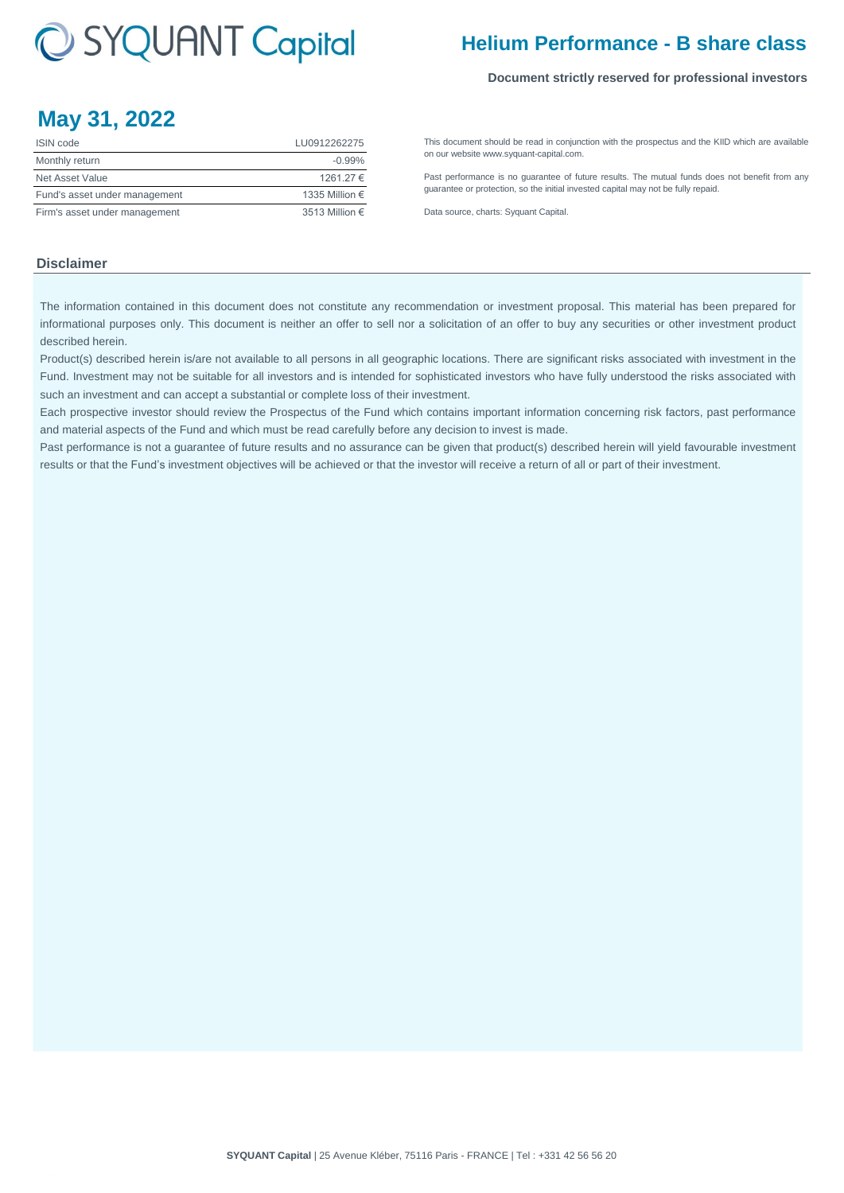# Helium Performance - B share class

**Document strictly reserved for professional investors**

## May 31, 2022

| ISIN code | LU0912262275 |
|---|---|
| Monthly return | -0.99% |
| Net Asset Value | 1261.27 € |
| Fund's asset under management | 1335 Million € |
| Firm's asset under management | 3513 Million € |

This document should be read in conjunction with the prospectus and the KIID which are available on our website www.syquant-capital.com.

Past performance is no guarantee of future results. The mutual funds does not benefit from any guarantee or protection, so the initial invested capital may not be fully repaid.

Data source, charts: Syquant Capital.

### Disclaimer

The information contained in this document does not constitute any recommendation or investment proposal. This material has been prepared for informational purposes only. This document is neither an offer to sell nor a solicitation of an offer to buy any securities or other investment product described herein.

Product(s) described herein is/are not available to all persons in all geographic locations. There are significant risks associated with investment in the Fund. Investment may not be suitable for all investors and is intended for sophisticated investors who have fully understood the risks associated with such an investment and can accept a substantial or complete loss of their investment.

Each prospective investor should review the Prospectus of the Fund which contains important information concerning risk factors, past performance and material aspects of the Fund and which must be read carefully before any decision to invest is made.

Past performance is not a guarantee of future results and no assurance can be given that product(s) described herein will yield favourable investment results or that the Fund's investment objectives will be achieved or that the investor will receive a return of all or part of their investment.

**SYQUANT Capital** | 25 Avenue Kléber, 75116 Paris - FRANCE | Tel : +331 42 56 56 20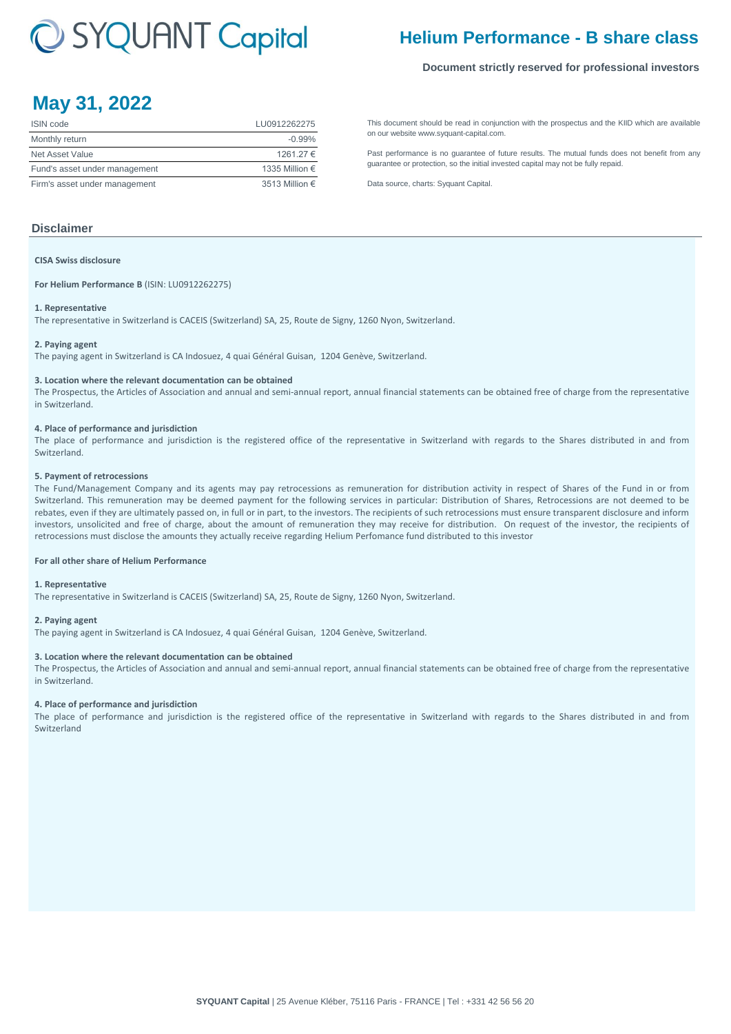# Helium Performance - B share class

**Document strictly reserved for professional investors**

## May 31, 2022

| | |
|---|---|
| ISIN code | LU0912262275 |
| Monthly return | -0.99% |
| Net Asset Value | 1261.27 € |
| Fund's asset under management | 1335 Million € |
| Firm's asset under management | 3513 Million € |

This document should be read in conjunction with the prospectus and the KIID which are available on our website www.syquant-capital.com.

Past performance is no guarantee of future results. The mutual funds does not benefit from any guarantee or protection, so the initial invested capital may not be fully repaid.

Data source, charts: Syquant Capital.

### Disclaimer

**CISA Swiss disclosure**

**For Helium Performance B** (ISIN: LU0912262275)

**1. Representative**
The representative in Switzerland is CACEIS (Switzerland) SA, 25, Route de Signy, 1260 Nyon, Switzerland.

**2. Paying agent**
The paying agent in Switzerland is CA Indosuez, 4 quai Général Guisan, 1204 Genève, Switzerland.

**3. Location where the relevant documentation can be obtained**
The Prospectus, the Articles of Association and annual and semi-annual report, annual financial statements can be obtained free of charge from the representative in Switzerland.

**4. Place of performance and jurisdiction**
The place of performance and jurisdiction is the registered office of the representative in Switzerland with regards to the Shares distributed in and from Switzerland.

**5. Payment of retrocessions**
The Fund/Management Company and its agents may pay retrocessions as remuneration for distribution activity in respect of Shares of the Fund in or from Switzerland. This remuneration may be deemed payment for the following services in particular: Distribution of Shares, Retrocessions are not deemed to be rebates, even if they are ultimately passed on, in full or in part, to the investors. The recipients of such retrocessions must ensure transparent disclosure and inform investors, unsolicited and free of charge, about the amount of remuneration they may receive for distribution. On request of the investor, the recipients of retrocessions must disclose the amounts they actually receive regarding Helium Perfomance fund distributed to this investor

**For all other share of Helium Performance**

**1. Representative**
The representative in Switzerland is CACEIS (Switzerland) SA, 25, Route de Signy, 1260 Nyon, Switzerland.

**2. Paying agent**
The paying agent in Switzerland is CA Indosuez, 4 quai Général Guisan, 1204 Genève, Switzerland.

**3. Location where the relevant documentation can be obtained**
The Prospectus, the Articles of Association and annual and semi-annual report, annual financial statements can be obtained free of charge from the representative in Switzerland.

**4. Place of performance and jurisdiction**
The place of performance and jurisdiction is the registered office of the representative in Switzerland with regards to the Shares distributed in and from Switzerland

**SYQUANT Capital** | 25 Avenue Kléber, 75116 Paris - FRANCE | Tel : +331 42 56 56 20